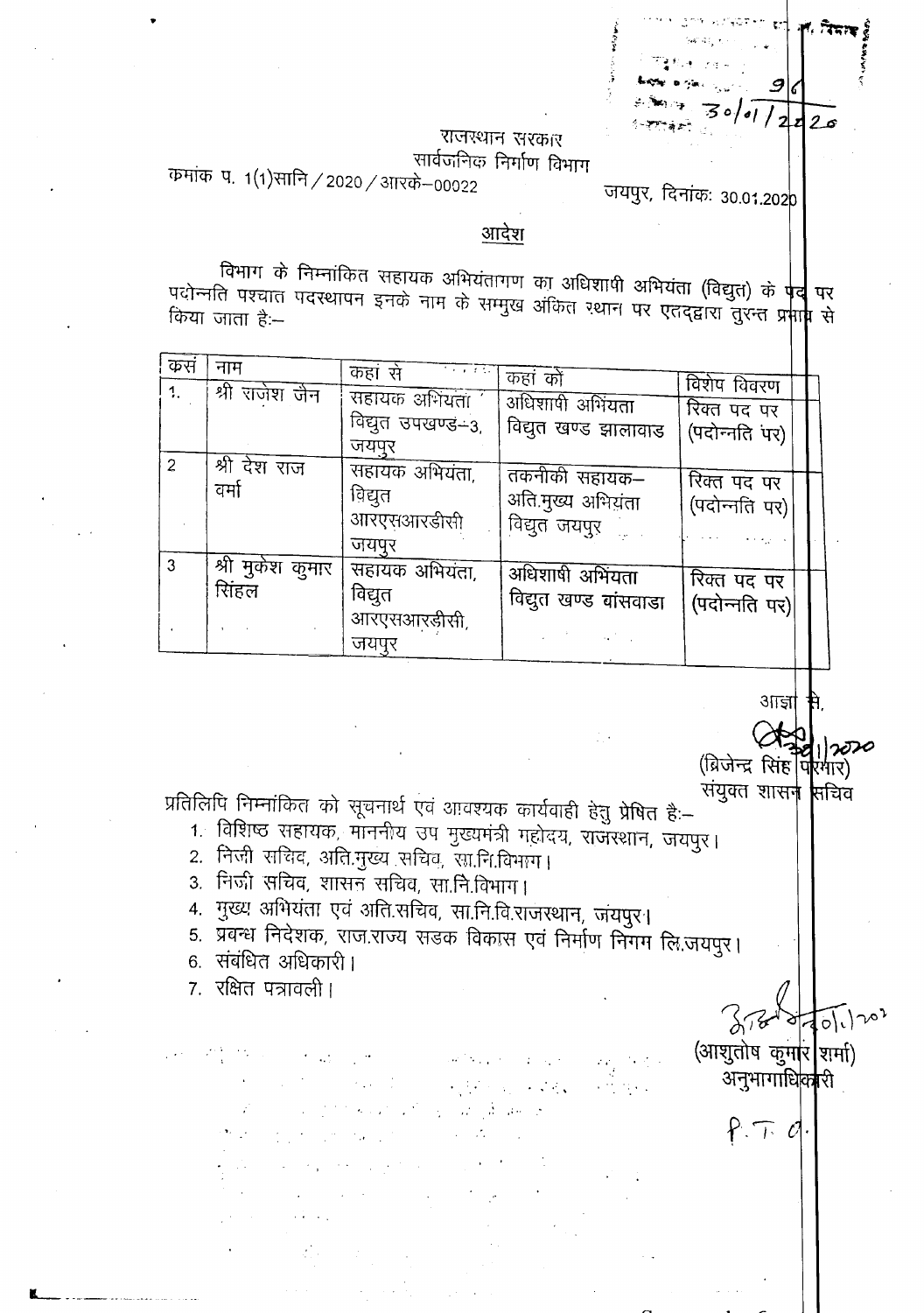राजस्थान सरकार

सार्वजनिक निर्माण विभाग

क्रमांक प. 1(1)सानि / 2020 / आरके–00022

जयपुर, दिनांकः 30.01.2020

## आदेश

विभाग के निम्नांकित सहायक अभियंतागण का अधिशाषी अभियंता (विद्युत) के पद पर पदोन्नति पश्चात पदस्थापन इनके नाम के सम्मुख अंकित स्थान पर एतद्द्वारा तुरन्त प्रभाव से किया जाता हैः–

| क्रसं | नाम | कहां से | कहां को | विशेष विवरण |
|---|---|---|---|---|
| 1. | श्री राजेश जैन | सहायक अभियंता विद्युत उपखण्ड–3, जयपुर | अधिशाषी अभियंता विद्युत खण्ड झालावाड | रिक्त पद पर (पदोन्नति पर) |
| 2 | श्री देश राज वर्मा | सहायक अभियंता, विद्युत आरएसआरडीसी जयपुर | तकनीकी सहायक– अति.मुख्य अभियंता विद्युत जयपुर | रिक्त पद पर (पदोन्नति पर) |
| 3 | श्री मुकेश कुमार सिंहल | सहायक अभियंता, विद्युत आरएसआरडीसी, जयपुर | अधिशाषी अभियंता विद्युत खण्ड बांसवाडा | रिक्त पद पर (पदोन्नति पर) |

आज्ञा से,

(ब्रिजेन्द्र सिंह परमार)
संयुक्त शासन सचिव

प्रतिलिपि निम्नांकित को सूचनार्थ एवं आवश्यक कार्यवाही हेतु प्रेषित हैः–

1. विशिष्ठ सहायक, माननीय उप मुख्यमंत्री महोदय, राजस्थान, जयपुर।
2. निजी सचिव, अति.मुख्य सचिव, सा.नि.विभाग।
3. निजी सचिव, शासन सचिव, सा.नि.विभाग।
4. मुख्य अभियंता एवं अति.सचिव, सा.नि.वि.राजस्थान, जयपुर।
5. प्रबन्ध निदेशक, राज.राज्य सडक विकास एवं निर्माण निगम लि.जयपुर।
6. संबंधित अधिकारी।
7. रक्षित पत्रावली।

(आशुतोष कुमार शर्मा)
अनुभागाधिकारी

P.T.O.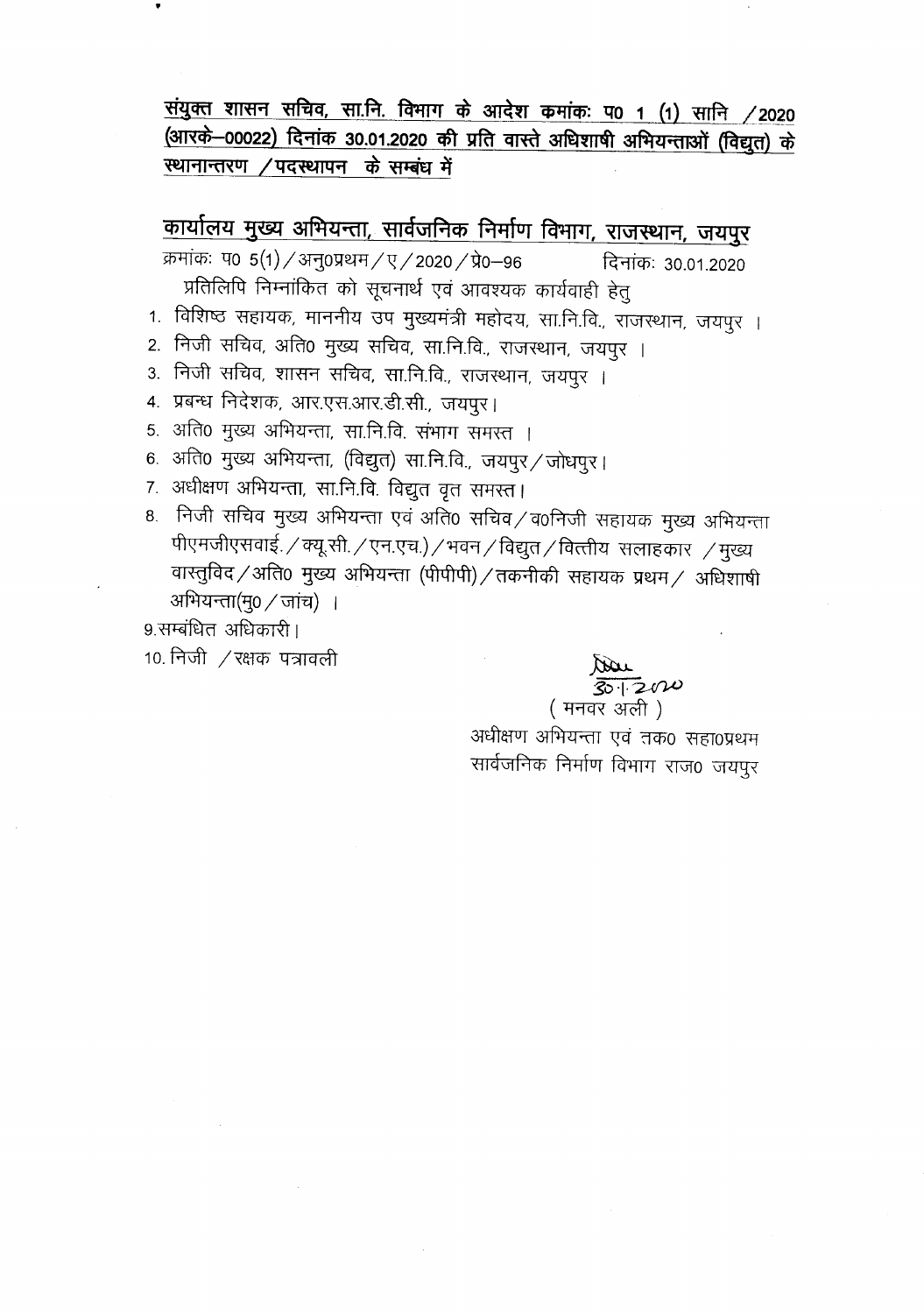**संयुक्त शासन सचिव, सा.नि. विभाग के आदेश कमांकः प0 1 (1) सानि /2020 (आरके–00022) दिनांक 30.01.2020 की प्रति वास्ते अधिशाषी अभियन्ताओं (विद्युत) के स्थानान्तरण /पदस्थापन के सम्बंध में**

**कार्यालय मुख्य अभियन्ता, सार्वजनिक निर्माण विभाग, राजस्थान, जयपुर**

क्रमांकः प0 5(1)/अनु0प्रथम/ए/2020/प्रे0–96 दिनांकः 30.01.2020

प्रतिलिपि निम्नांकित को सूचनार्थ एवं आवश्यक कार्यवाही हेतु

1. विशिष्ठ सहायक, माननीय उप मुख्यमंत्री महोदय, सा.नि.वि., राजस्थान, जयपुर ।
2. निजी सचिव, अति0 मुख्य सचिव, सा.नि.वि., राजस्थान, जयपुर ।
3. निजी सचिव, शासन सचिव, सा.नि.वि., राजस्थान, जयपुर ।
4. प्रबन्ध निदेशक, आर.एस.आर.डी.सी., जयपुर।
5. अति0 मुख्य अभियन्ता, सा.नि.वि. संभाग समस्त ।
6. अति0 मुख्य अभियन्ता, (विद्युत) सा.नि.वि., जयपुर/जोधपुर।
7. अधीक्षण अभियन्ता, सा.नि.वि. विद्युत वृत समस्त।
8. निजी सचिव मुख्य अभियन्ता एवं अति0 सचिव/व0निजी सहायक मुख्य अभियन्ता पीएमजीएसवाई./क्यू.सी./एन.एच.)/भवन/विद्युत/वित्तीय सलाहकार /मुख्य वास्तुविद/अति0 मुख्य अभियन्ता (पीपीपी)/तकनीकी सहायक प्रथम/ अधिशाषी अभियन्ता(मु0/जांच) ।
9. सम्बंधित अधिकारी।
10. निजी /रक्षक पत्रावली

30.1.2020

( मनवर अली )

अधीक्षण अभियन्ता एवं तक0 सहा0प्रथम

सार्वजनिक निर्माण विभाग राज0 जयपुर